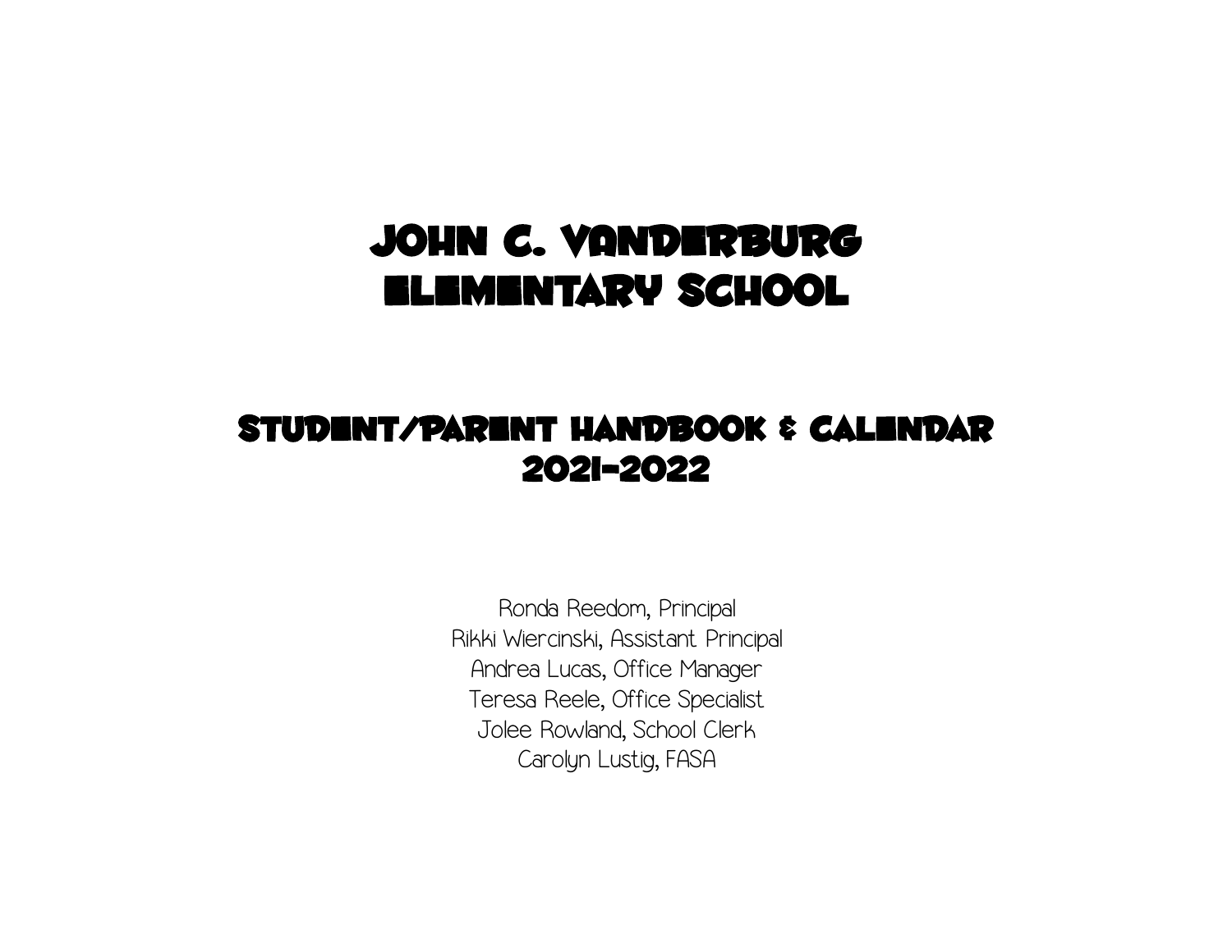# JOHN C. VANDERBURG ELEMENTARY SCHOOL

## STUDENT/PARENT HANDBOOK & CALENDAR 2021-2022

Ronda Reedom, Principal
Rikki Wiercinski, Assistant Principal
Andrea Lucas, Office Manager
Teresa Reele, Office Specialist
Jolee Rowland, School Clerk
Carolyn Lustig, FASA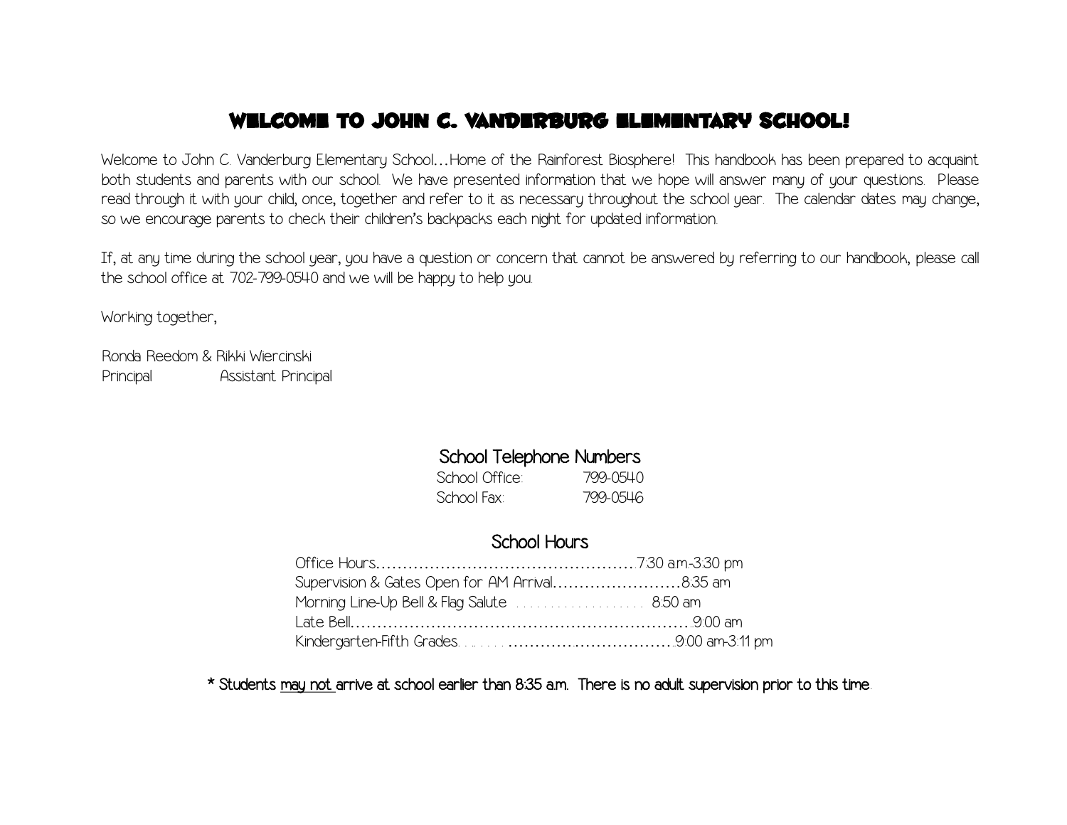# Welcome to John C. Vanderburg Elementary School!

Welcome to John C. Vanderburg Elementary School…Home of the Rainforest Biosphere! This handbook has been prepared to acquaint both students and parents with our school. We have presented information that we hope will answer many of your questions. Please read through it with your child, once, together and refer to it as necessary throughout the school year. The calendar dates may change, so we encourage parents to check their children's backpacks each night for updated information.

If, at any time during the school year, you have a question or concern that cannot be answered by referring to our handbook, please call the school office at 702-799-0540 and we will be happy to help you.

Working together,

Ronda Reedom & Rikki Wiercinski
Principal Assistant Principal

## School Telephone Numbers

| | |
|---|---|
| School Office: | 799-0540 |
| School Fax: | 799-0546 |

## School Hours

| | |
|---|---|
| Office Hours | 7:30 a.m.-3:30 pm |
| Supervision & Gates Open for AM Arrival | 8:35 am |
| Morning Line-Up Bell & Flag Salute | 8:50 am |
| Late Bell | 9:00 am |
| Kindergarten-Fifth Grades | 9:00 am-3:11 pm |

**\* Students <u>may not</u> arrive at school earlier than 8:35 a.m. There is no adult supervision prior to this time.**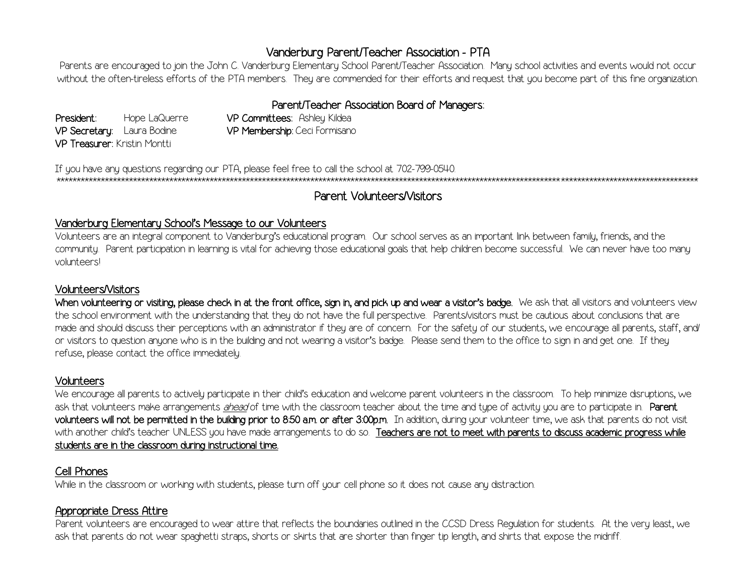# Vanderburg Parent/Teacher Association - PTA

Parents are encouraged to join the John C. Vanderburg Elementary School Parent/Teacher Association. Many school activities and events would not occur without the often-tireless efforts of the PTA members. They are commended for their efforts and request that you become part of this fine organization.

## Parent/Teacher Association Board of Managers:

**President:** Hope LaQuerre
**VP Secretary:** Laura Bodine
**VP Treasurer:** Kristin Montti
**VP Committees:** Ashley Kildea
**VP Membership:** Ceci Formisano

If you have any questions regarding our PTA, please feel free to call the school at 702-799-0540.

***

# Parent Volunteers/Visitors

## Vanderburg Elementary School's Message to our Volunteers

Volunteers are an integral component to Vanderburg's educational program. Our school serves as an important link between family, friends, and the community. Parent participation in learning is vital for achieving those educational goals that help children become successful. We can never have too many volunteers!

## Volunteers/Visitors

**When volunteering or visiting, please check in at the front office, sign in, and pick up and wear a visitor's badge.** We ask that all visitors and volunteers view the school environment with the understanding that they do not have the full perspective. Parents/visitors must be cautious about conclusions that are made and should discuss their perceptions with an administrator if they are of concern. For the safety of our students, we encourage all parents, staff, and/or visitors to question anyone who is in the building and not wearing a visitor's badge. Please send them to the office to sign in and get one. If they refuse, please contact the office immediately.

## Volunteers

We encourage all parents to actively participate in their child's education and welcome parent volunteers in the classroom. To help minimize disruptions, we ask that volunteers make arrangements *ahead* of time with the classroom teacher about the time and type of activity you are to participate in. **Parent volunteers will not be permitted in the building prior to 8:50 a.m. or after 3:00p.m.** In addition, during your volunteer time, we ask that parents do not visit with another child's teacher UNLESS you have made arrangements to do so. **Teachers are not to meet with parents to discuss academic progress while students are in the classroom during instructional time.**

## Cell Phones

While in the classroom or working with students, please turn off your cell phone so it does not cause any distraction.

## Appropriate Dress Attire

Parent volunteers are encouraged to wear attire that reflects the boundaries outlined in the CCSD Dress Regulation for students. At the very least, we ask that parents do not wear spaghetti straps, shorts or skirts that are shorter than finger tip length, and shirts that expose the midriff.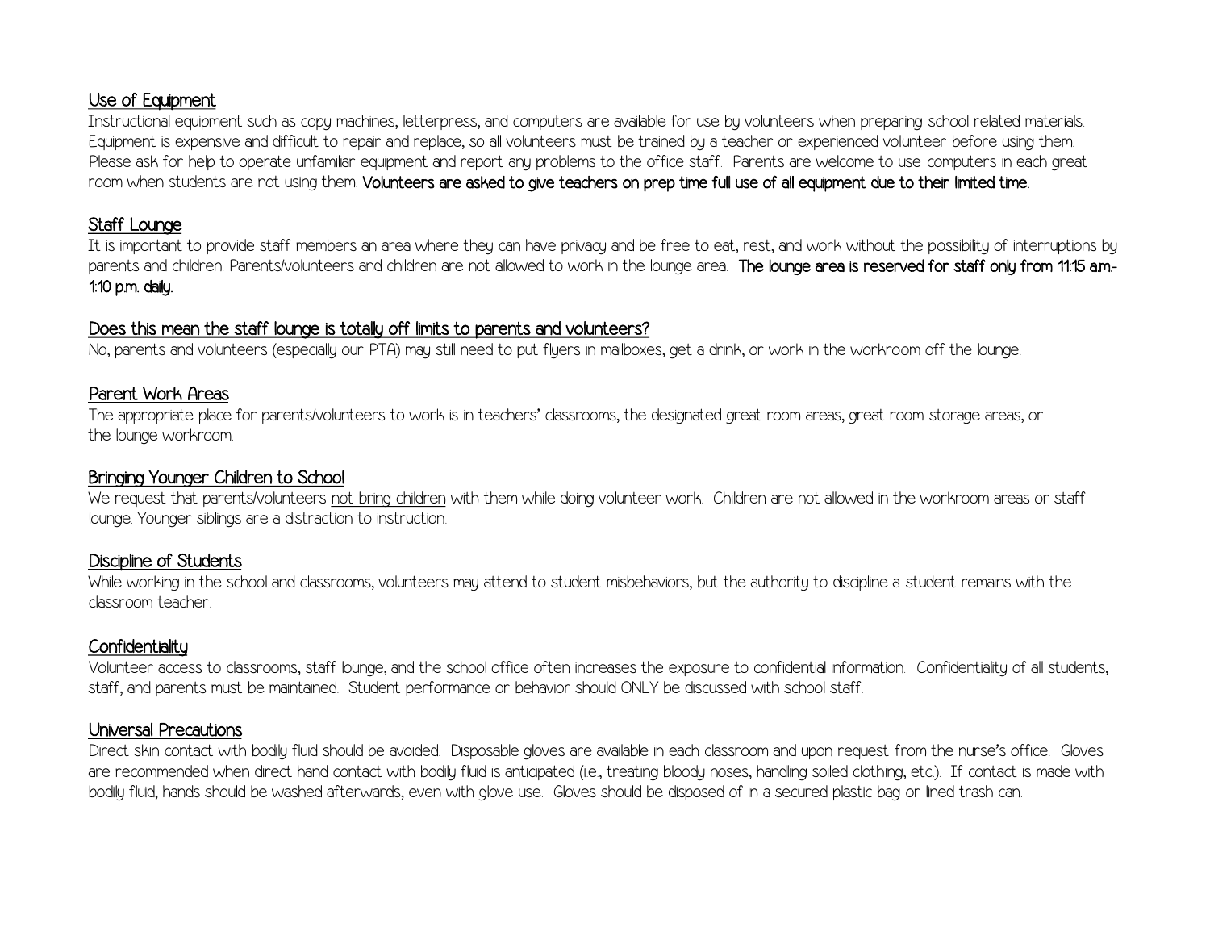## Use of Equipment

Instructional equipment such as copy machines, letterpress, and computers are available for use by volunteers when preparing school related materials. Equipment is expensive and difficult to repair and replace, so all volunteers must be trained by a teacher or experienced volunteer before using them. Please ask for help to operate unfamiliar equipment and report any problems to the office staff. Parents are welcome to use computers in each great room when students are not using them. **Volunteers are asked to give teachers on prep time full use of all equipment due to their limited time.**

## Staff Lounge

It is important to provide staff members an area where they can have privacy and be free to eat, rest, and work without the possibility of interruptions by parents and children. Parents/volunteers and children are not allowed to work in the lounge area. **The lounge area is reserved for staff only from 11:15 a.m.-1:10 p.m. daily.**

## Does this mean the staff lounge is totally off limits to parents and volunteers?

No, parents and volunteers (especially our PTA) may still need to put flyers in mailboxes, get a drink, or work in the workroom off the lounge.

## Parent Work Areas

The appropriate place for parents/volunteers to work is in teachers' classrooms, the designated great room areas, great room storage areas, or the lounge workroom.

## Bringing Younger Children to School

We request that parents/volunteers not bring children with them while doing volunteer work. Children are not allowed in the workroom areas or staff lounge. Younger siblings are a distraction to instruction.

## Discipline of Students

While working in the school and classrooms, volunteers may attend to student misbehaviors, but the authority to discipline a student remains with the classroom teacher.

## Confidentiality

Volunteer access to classrooms, staff lounge, and the school office often increases the exposure to confidential information. Confidentiality of all students, staff, and parents must be maintained. Student performance or behavior should ONLY be discussed with school staff.

## Universal Precautions

Direct skin contact with bodily fluid should be avoided. Disposable gloves are available in each classroom and upon request from the nurse's office. Gloves are recommended when direct hand contact with bodily fluid is anticipated (i.e., treating bloody noses, handling soiled clothing, etc.). If contact is made with bodily fluid, hands should be washed afterwards, even with glove use. Gloves should be disposed of in a secured plastic bag or lined trash can.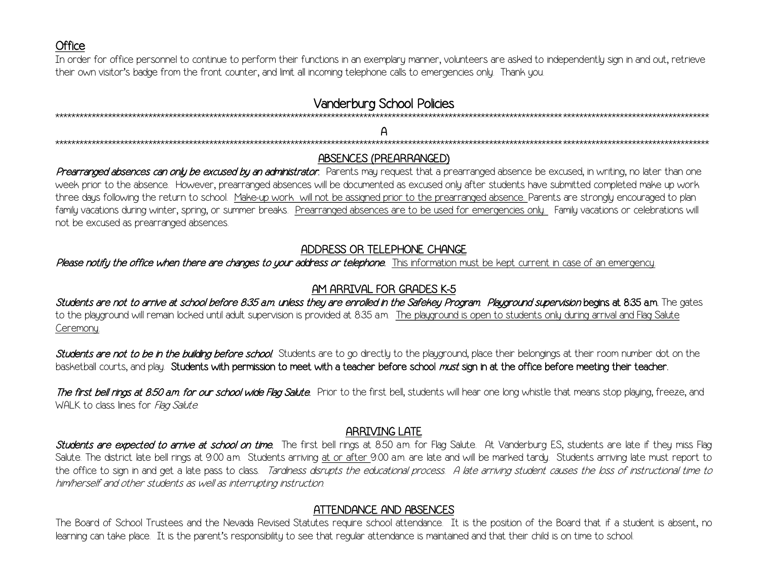## Office

In order for office personnel to continue to perform their functions in an exemplary manner, volunteers are asked to independently sign in and out, retrieve their own visitor's badge from the front counter, and limit all incoming telephone calls to emergencies only. Thank you.

# Vanderburg School Policies

## A

### ABSENCES (PREARRANGED)

***Prearranged absences can only be excused by an administrator.*** Parents may request that a prearranged absence be excused, in writing, no later than one week prior to the absence. However, prearranged absences will be documented as excused only after students have submitted completed make up work three days following the return to school. Make-up work will not be assigned prior to the prearranged absence. Parents are strongly encouraged to plan family vacations during winter, spring, or summer breaks. Prearranged absences are to be used for emergencies only. Family vacations or celebrations will not be excused as prearranged absences.

### ADDRESS OR TELEPHONE CHANGE

***Please notify the office when there are changes to your address or telephone.*** This information must be kept current in case of an emergency.

### AM ARRIVAL FOR GRADES K-5

***Students are not to arrive at school before 8:35 a.m. unless they are enrolled in the Safekey Program. Playground supervision*** **begins at 8:35 a.m.** The gates to the playground will remain locked until adult supervision is provided at 8:35 a.m. The playground is open to students only during arrival and Flag Salute Ceremony.

***Students are not to be in the building before school!*** Students are to go directly to the playground, place their belongings at their room number dot on the basketball courts, and play. **Students with permission to meet with a teacher before school *must* sign in at the office before meeting their teacher.**

***The first bell rings at 8:50 a.m. for our school wide Flag Salute.*** Prior to the first bell, students will hear one long whistle that means stop playing, freeze, and WALK to class lines for *Flag Salute*.

### ARRIVING LATE

***Students are expected to arrive at school on time.*** The first bell rings at 8:50 a.m. for Flag Salute. At Vanderburg ES, students are late if they miss Flag Salute. The district late bell rings at 9:00 a.m. Students arriving at or after 9:00 a.m. are late and will be marked tardy. Students arriving late must report to the office to sign in and get a late pass to class. *Tardiness disrupts the educational process. A late arriving student causes the loss of instructional time to him/herself and other students as well as interrupting instruction.*

### ATTENDANCE AND ABSENCES

The Board of School Trustees and the Nevada Revised Statutes require school attendance. It is the position of the Board that if a student is absent, no learning can take place. It is the parent's responsibility to see that regular attendance is maintained and that their child is on time to school.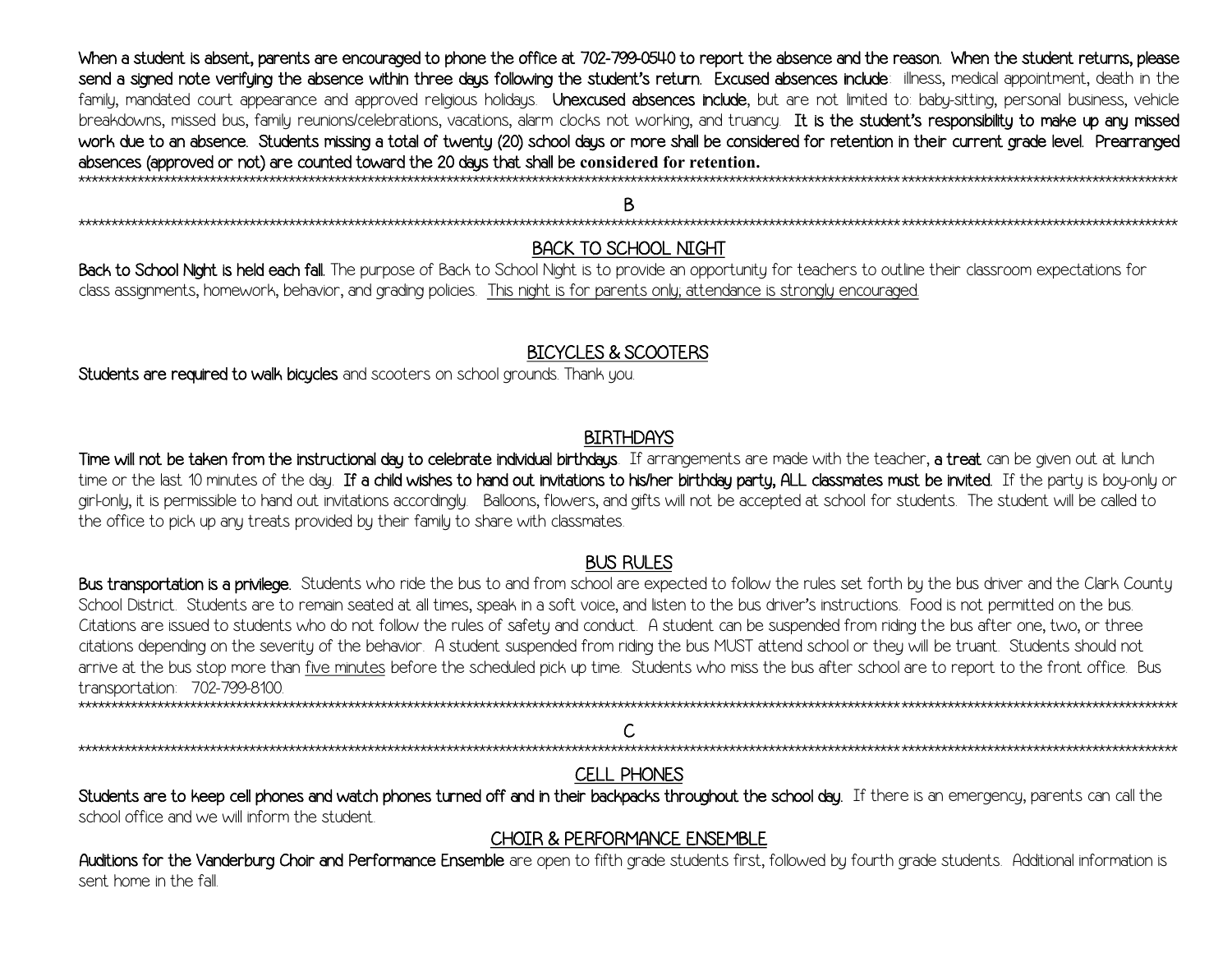**When a student is absent, parents are encouraged to phone the office at 702-799-0540 to report the absence and the reason. When the student returns, please send a signed note verifying the absence within three days following the student's return. Excused absences include**: illness, medical appointment, death in the family, mandated court appearance and approved religious holidays. **Unexcused absences include,** but are not limited to: baby-sitting, personal business, vehicle breakdowns, missed bus, family reunions/celebrations, vacations, alarm clocks not working, and truancy. **It is the student's responsibility to make up any missed work due to an absence. Students missing a total of twenty (20) school days or more shall be considered for retention in their current grade level. Prearranged absences (approved or not) are counted toward the 20 days that shall be considered for retention.**

---

## B

---

### BACK TO SCHOOL NIGHT

**Back to School Night is held each fall.** The purpose of Back to School Night is to provide an opportunity for teachers to outline their classroom expectations for class assignments, homework, behavior, and grading policies. This night is for parents only; attendance is strongly encouraged.

### BICYCLES & SCOOTERS

**Students are required to walk bicycles** and scooters on school grounds. Thank you.

### BIRTHDAYS

**Time will not be taken from the instructional day to celebrate individual birthdays**. If arrangements are made with the teacher, **a treat** can be given out at lunch time or the last 10 minutes of the day. **If a child wishes to hand out invitations to his/her birthday party, ALL classmates must be invited.** If the party is boy-only or girl-only, it is permissible to hand out invitations accordingly. Balloons, flowers, and gifts will not be accepted at school for students. The student will be called to the office to pick up any treats provided by their family to share with classmates.

### BUS RULES

**Bus transportation is a privilege.** Students who ride the bus to and from school are expected to follow the rules set forth by the bus driver and the Clark County School District. Students are to remain seated at all times, speak in a soft voice, and listen to the bus driver's instructions. Food is not permitted on the bus. Citations are issued to students who do not follow the rules of safety and conduct. A student can be suspended from riding the bus after one, two, or three citations depending on the severity of the behavior. A student suspended from riding the bus MUST attend school or they will be truant. Students should not arrive at the bus stop more than five minutes before the scheduled pick up time. Students who miss the bus after school are to report to the front office. Bus transportation: 702-799-8100.

---

## C

---

### CELL PHONES

**Students are to keep cell phones and watch phones turned off and in their backpacks throughout the school day.** If there is an emergency, parents can call the school office and we will inform the student.

### CHOIR & PERFORMANCE ENSEMBLE

**Auditions for the Vanderburg Choir and Performance Ensemble** are open to fifth grade students first, followed by fourth grade students. Additional information is sent home in the fall.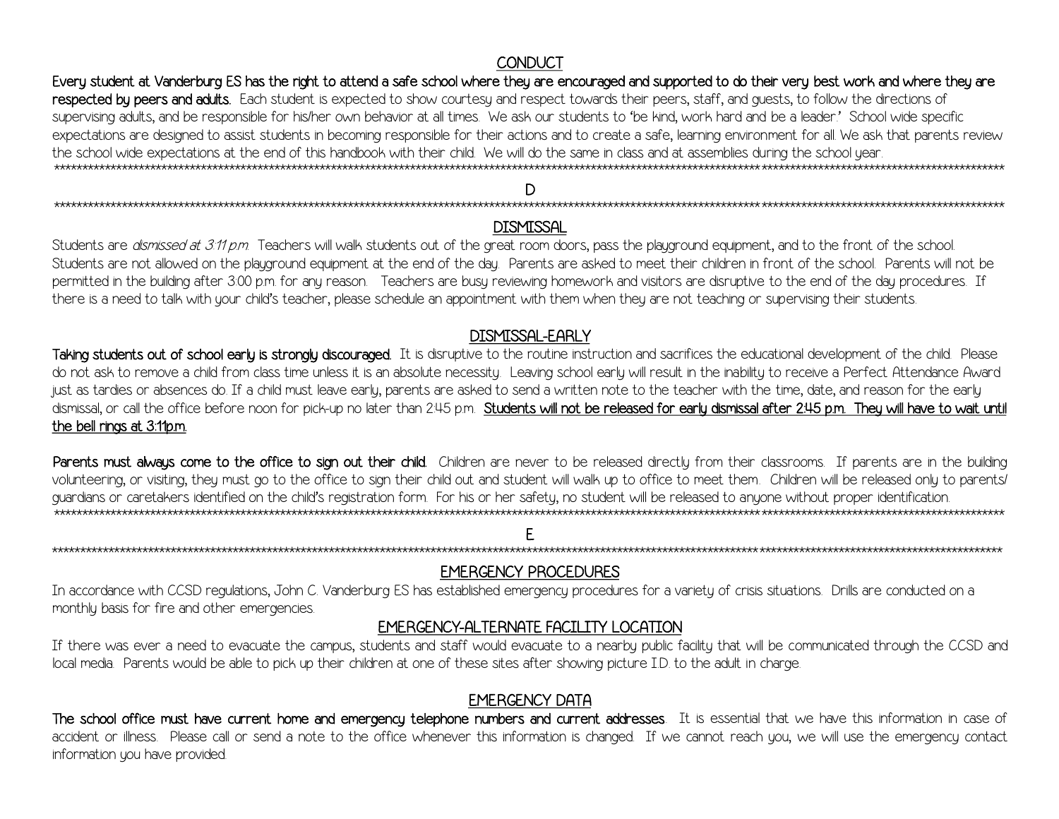## CONDUCT

**Every student at Vanderburg ES has the right to attend a safe school where they are encouraged and supported to do their very best work and where they are respected by peers and adults.** Each student is expected to show courtesy and respect towards their peers, staff, and guests, to follow the directions of supervising adults, and be responsible for his/her own behavior at all times. We ask our students to 'be kind, work hard and be a leader.' School wide specific expectations are designed to assist students in becoming responsible for their actions and to create a safe, learning environment for all. We ask that parents review the school wide expectations at the end of this handbook with their child. We will do the same in class and at assemblies during the school year.

---

# D

---

## DISMISSAL

Students are *dismissed at 3:11 p.m.* Teachers will walk students out of the great room doors, pass the playground equipment, and to the front of the school. Students are not allowed on the playground equipment at the end of the day. Parents are asked to meet their children in front of the school. Parents will not be permitted in the building after 3:00 p.m. for any reason. Teachers are busy reviewing homework and visitors are disruptive to the end of the day procedures. If there is a need to talk with your child's teacher, please schedule an appointment with them when they are not teaching or supervising their students.

## DISMISSAL-EARLY

**Taking students out of school early is strongly discouraged.** It is disruptive to the routine instruction and sacrifices the educational development of the child. Please do not ask to remove a child from class time unless it is an absolute necessity. Leaving school early will result in the inability to receive a Perfect Attendance Award just as tardies or absences do. If a child must leave early, parents are asked to send a written note to the teacher with the time, date, and reason for the early dismissal, or call the office before noon for pick-up no later than 2:45 p.m. **Students will not be released for early dismissal after 2:45 p.m. They will have to wait until the bell rings at 3:11p.m.**

**Parents must always come to the office to sign out their child.** Children are never to be released directly from their classrooms. If parents are in the building volunteering, or visiting, they must go to the office to sign their child out and student will walk up to office to meet them. Children will be released only to parents/ guardians or caretakers identified on the child's registration form. For his or her safety, no student will be released to anyone without proper identification.

---

# E

---

## EMERGENCY PROCEDURES

In accordance with CCSD regulations, John C. Vanderburg ES has established emergency procedures for a variety of crisis situations. Drills are conducted on a monthly basis for fire and other emergencies.

## EMERGENCY-ALTERNATE FACILITY LOCATION

If there was ever a need to evacuate the campus, students and staff would evacuate to a nearby public facility that will be communicated through the CCSD and local media. Parents would be able to pick up their children at one of these sites after showing picture I.D. to the adult in charge.

## EMERGENCY DATA

**The school office must have current home and emergency telephone numbers and current addresses.** It is essential that we have this information in case of accident or illness. Please call or send a note to the office whenever this information is changed. If we cannot reach you, we will use the emergency contact information you have provided.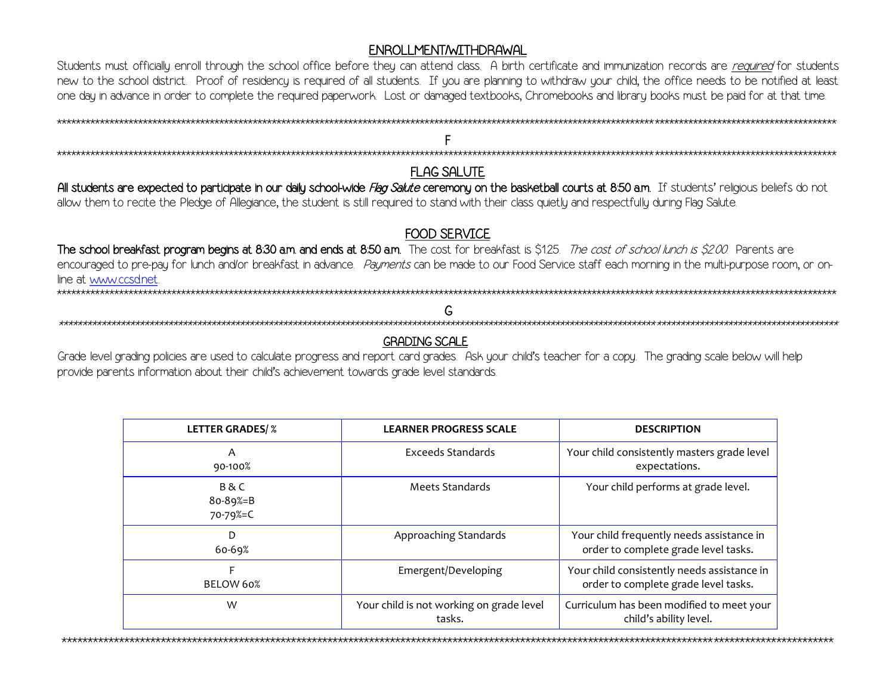## ENROLLMENT/WITHDRAWAL

Students must officially enroll through the school office before they can attend class. A birth certificate and immunization records are *required* for students new to the school district. Proof of residency is required of all students. If you are planning to withdraw your child, the office needs to be notified at least one day in advance in order to complete the required paperwork. Lost or damaged textbooks, Chromebooks and library books must be paid for at that time.

***

# F

***

## FLAG SALUTE

**All students are expected to participate in our daily school-wide *Flag Salute* ceremony on the basketball courts at 8:50 a.m.** If students' religious beliefs do not allow them to recite the Pledge of Allegiance, the student is still required to stand with their class quietly and respectfully during Flag Salute.

## FOOD SERVICE

**The school breakfast program begins at 8:30 a.m. and ends at 8:50 a.m.** The cost for breakfast is $1.25. *The cost of school lunch is $2.00.* Parents are encouraged to pre-pay for lunch and/or breakfast in advance. *Payments* can be made to our Food Service staff each morning in the multi-purpose room, or on-line at www.ccsd.net.

***

# G

***

## GRADING SCALE

Grade level grading policies are used to calculate progress and report card grades. Ask your child's teacher for a copy. The grading scale below will help provide parents information about their child's achievement towards grade level standards.

| LETTER GRADES/ % | LEARNER PROGRESS SCALE | DESCRIPTION |
|---|---|---|
| A<br>90-100% | Exceeds Standards | Your child consistently masters grade level expectations. |
| B & C<br>80-89%=B<br>70-79%=C | Meets Standards | Your child performs at grade level. |
| D<br>60-69% | Approaching Standards | Your child frequently needs assistance in order to complete grade level tasks. |
| F<br>BELOW 60% | Emergent/Developing | Your child consistently needs assistance in order to complete grade level tasks. |
| W | Your child is not working on grade level tasks. | Curriculum has been modified to meet your child's ability level. |

***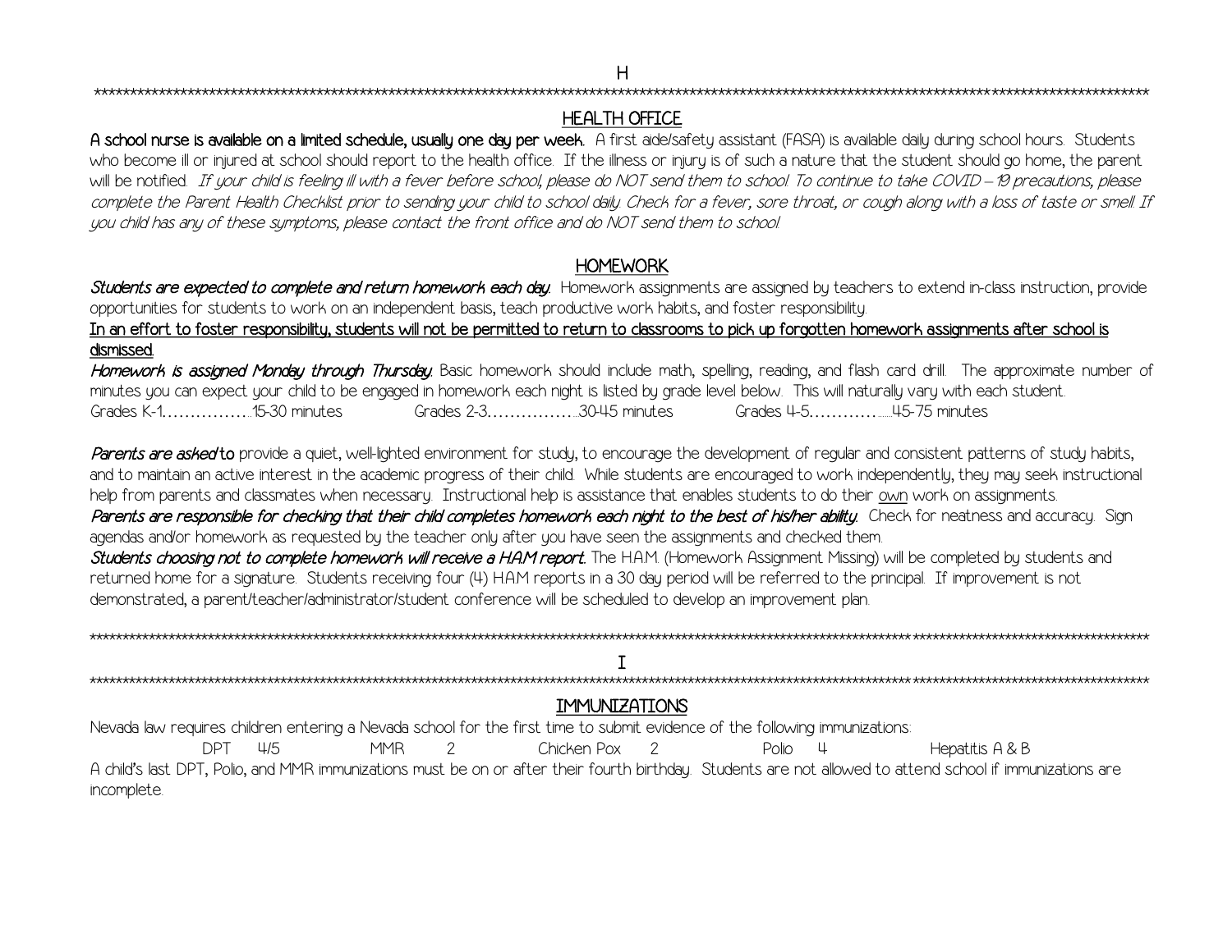# H

## HEALTH OFFICE

**A school nurse is available on a limited schedule, usually one day per week.** A first aide/safety assistant (FASA) is available daily during school hours. Students who become ill or injured at school should report to the health office. If the illness or injury is of such a nature that the student should go home, the parent will be notified. *If your child is feeling ill with a fever before school, please do NOT send them to school. To continue to take COVID – 19 precautions, please complete the Parent Health Checklist prior to sending your child to school daily. Check for a fever, sore throat, or cough along with a loss of taste or smell. If you child has any of these symptoms, please contact the front office and do NOT send them to school.*

## HOMEWORK

***Students are expected to complete and return homework each day.*** Homework assignments are assigned by teachers to extend in-class instruction, provide opportunities for students to work on an independent basis, teach productive work habits, and foster responsibility.

**In an effort to foster responsibility, students will not be permitted to return to classrooms to pick up forgotten homework assignments after school is dismissed.**

***Homework is assigned Monday through Thursday.*** Basic homework should include math, spelling, reading, and flash card drill. The approximate number of minutes you can expect your child to be engaged in homework each night is listed by grade level below. This will naturally vary with each student.

Grades K-1……………..15-30 minutes Grades 2-3……………..30-45 minutes Grades 4-5…………......45-75 minutes

***Parents are asked*** **to** provide a quiet, well-lighted environment for study, to encourage the development of regular and consistent patterns of study habits, and to maintain an active interest in the academic progress of their child. While students are encouraged to work independently, they may seek instructional help from parents and classmates when necessary. Instructional help is assistance that enables students to do their own work on assignments.

***Parents are responsible for checking that their child completes homework each night to the best of his/her ability.*** Check for neatness and accuracy. Sign agendas and/or homework as requested by the teacher only after you have seen the assignments and checked them.

***Students choosing not to complete homework will receive a H.A.M report.*** The H.A.M. (Homework Assignment Missing) will be completed by students and returned home for a signature. Students receiving four (4) HAM reports in a 30 day period will be referred to the principal. If improvement is not demonstrated, a parent/teacher/administrator/student conference will be scheduled to develop an improvement plan.

# I

## IMMUNIZATIONS

Nevada law requires children entering a Nevada school for the first time to submit evidence of the following immunizations:

DPT 4/5 MMR 2 Chicken Pox 2 Polio 4 Hepatitis A & B

A child's last DPT, Polio, and MMR immunizations must be on or after their fourth birthday. Students are not allowed to attend school if immunizations are incomplete.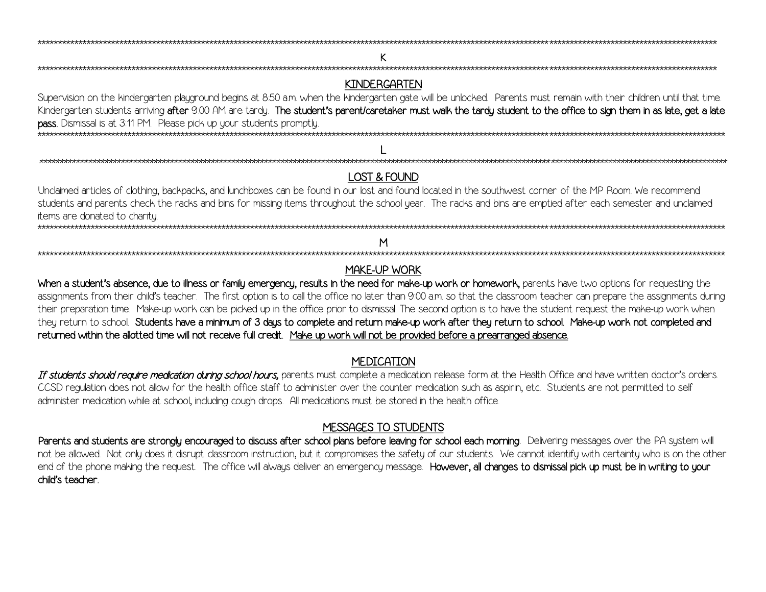## K

### KINDERGARTEN

Supervision on the kindergarten playground begins at 8:50 a.m. when the kindergarten gate will be unlocked. Parents must remain with their children until that time. Kindergarten students arriving **after** 9:00 AM are tardy. **The student's parent/caretaker must walk the tardy student to the office to sign them in as late, get a late pass.** Dismissal is at 3:11 PM. Please pick up your students promptly.

## L

### LOST & FOUND

Unclaimed articles of clothing, backpacks, and lunchboxes can be found in our lost and found located in the southwest corner of the MP Room. We recommend students and parents check the racks and bins for missing items throughout the school year. The racks and bins are emptied after each semester and unclaimed items are donated to charity.

## M

### MAKE-UP WORK

**When a student's absence, due to illness or family emergency, results in the need for make-up work or homework,** parents have two options for requesting the assignments from their child's teacher. The first option is to call the office no later than 9:00 a.m. so that the classroom teacher can prepare the assignments during their preparation time. Make-up work can be picked up in the office prior to dismissal. The second option is to have the student request the make-up work when they return to school. **Students have a minimum of 3 days to complete and return make-up work after they return to school. Make-up work not completed and returned within the allotted time will not receive full credit. Make up work will not be provided before a prearranged absence.**

### MEDICATION

***If students should require medication during school hours,*** parents must complete a medication release form at the Health Office and have written doctor's orders. CCSD regulation does not allow for the health office staff to administer over the counter medication such as aspirin, etc. Students are not permitted to self administer medication while at school, including cough drops. All medications must be stored in the health office.

### MESSAGES TO STUDENTS

**Parents and students are strongly encouraged to discuss after school plans before leaving for school each morning**. Delivering messages over the PA system will not be allowed. Not only does it disrupt classroom instruction, but it compromises the safety of our students. We cannot identify with certainty who is on the other end of the phone making the request. The office will always deliver an emergency message. **However, all changes to dismissal pick up must be in writing to your child's teacher.**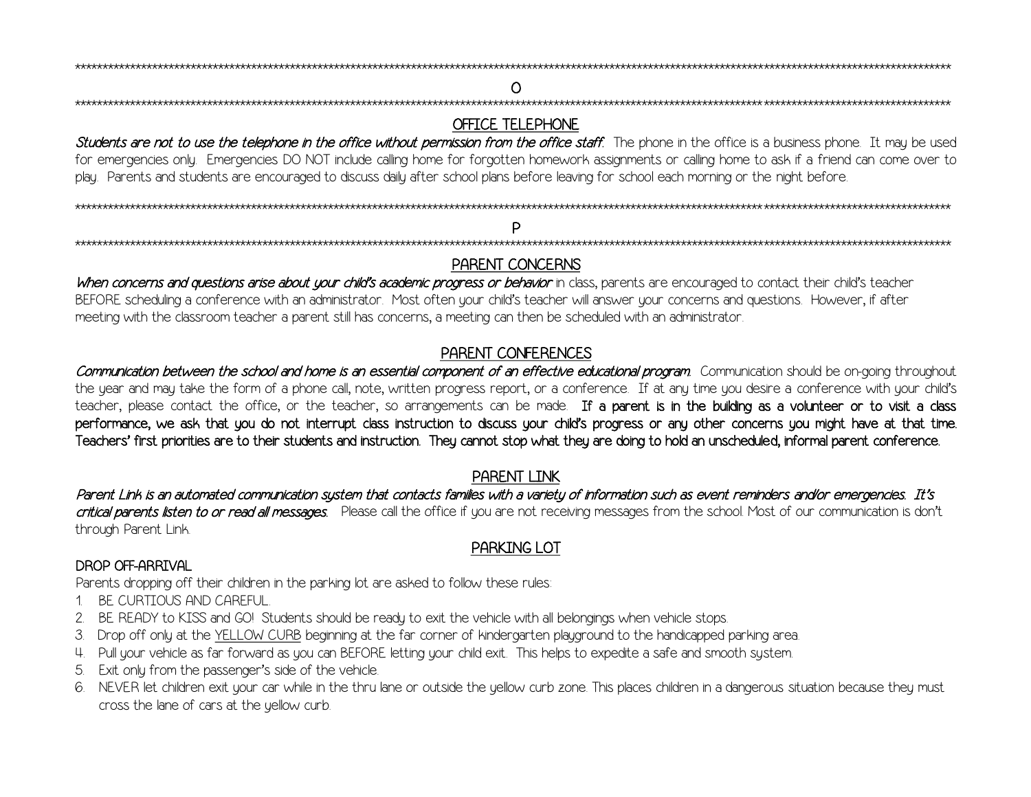# O

## OFFICE TELEPHONE

***Students are not to use the telephone in the office without permission from the office staff.*** The phone in the office is a business phone. It may be used for emergencies only. Emergencies DO NOT include calling home for forgotten homework assignments or calling home to ask if a friend can come over to play. Parents and students are encouraged to discuss daily after school plans before leaving for school each morning or the night before.

# P

## PARENT CONCERNS

***When concerns and questions arise about your child's academic progress or behavior*** in class, parents are encouraged to contact their child's teacher BEFORE scheduling a conference with an administrator. Most often your child's teacher will answer your concerns and questions. However, if after meeting with the classroom teacher a parent still has concerns, a meeting can then be scheduled with an administrator.

## PARENT CONFERENCES

***Communication between the school and home is an essential component of an effective educational program.*** Communication should be on-going throughout the year and may take the form of a phone call, note, written progress report, or a conference. If at any time you desire a conference with your child's teacher, please contact the office, or the teacher, so arrangements can be made. **If a parent is in the building as a volunteer or to visit a class performance, we ask that you do not interrupt class instruction to discuss your child's progress or any other concerns you might have at that time. Teachers' first priorities are to their students and instruction. They cannot stop what they are doing to hold an unscheduled, informal parent conference.**

## PARENT LINK

***Parent Link is an automated communication system that contacts families with a variety of information such as event reminders and/or emergencies. It's critical parents listen to or read all messages.*** Please call the office if you are not receiving messages from the school. Most of our communication is don't through Parent Link.

## PARKING LOT

**DROP OFF-ARRIVAL**

Parents dropping off their children in the parking lot are asked to follow these rules:

1. BE CURTIOUS AND CAREFUL.
2. BE READY to KISS and GO! Students should be ready to exit the vehicle with all belongings when vehicle stops.
3. Drop off only at the YELLOW CURB beginning at the far corner of kindergarten playground to the handicapped parking area.
4. Pull your vehicle as far forward as you can BEFORE letting your child exit. This helps to expedite a safe and smooth system.
5. Exit only from the passenger's side of the vehicle.
6. NEVER let children exit your car while in the thru lane or outside the yellow curb zone. This places children in a dangerous situation because they must cross the lane of cars at the yellow curb.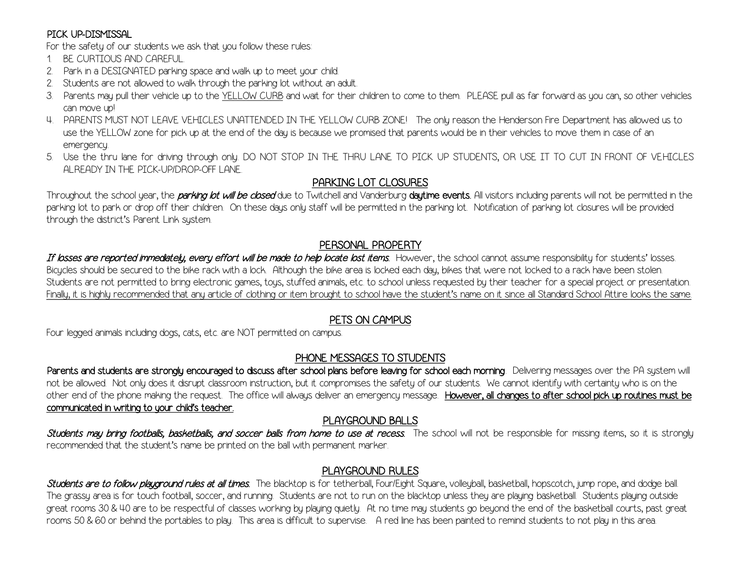## PICK UP-DISMISSAL

For the safety of our students we ask that you follow these rules:

1. BE CURTIOUS AND CAREFUL.
2. Park in a DESIGNATED parking space and walk up to meet your child.
2. Students are not allowed to walk through the parking lot without an adult.
3. Parents may pull their vehicle up to the YELLOW CURB and wait for their children to come to them. PLEASE pull as far forward as you can, so other vehicles can move up!
4. PARENTS MUST NOT LEAVE VEHICLES UNATTENDED IN THE YELLOW CURB ZONE! The only reason the Henderson Fire Department has allowed us to use the YELLOW zone for pick up at the end of the day is because we promised that parents would be in their vehicles to move them in case of an emergency.
5. Use the thru lane for driving through only. DO NOT STOP IN THE THRU LANE TO PICK UP STUDENTS, OR USE IT TO CUT IN FRONT OF VEHICLES ALREADY IN THE PICK-UP/DROP-OFF LANE.

## PARKING LOT CLOSURES

Throughout the school year, the ***parking lot will be closed*** due to Twitchell and Vanderburg **daytime events.** All visitors including parents will not be permitted in the parking lot to park or drop off their children. On these days only staff will be permitted in the parking lot. Notification of parking lot closures will be provided through the district's Parent Link system.

## PERSONAL PROPERTY

***If losses are reported immediately, every effort will be made to help locate lost items.*** However, the school cannot assume responsibility for students' losses. Bicycles should be secured to the bike rack with a lock. Although the bike area is locked each day, bikes that were not locked to a rack have been stolen. Students are not permitted to bring electronic games, toys, stuffed animals, etc. to school unless requested by their teacher for a special project or presentation. Finally, it is highly recommended that any article of clothing or item brought to school have the student's name on it since all Standard School Attire looks the same.

## PETS ON CAMPUS

Four legged animals including dogs, cats, etc. are NOT permitted on campus.

## PHONE MESSAGES TO STUDENTS

**Parents and students are strongly encouraged to discuss after school plans before leaving for school each morning**. Delivering messages over the PA system will not be allowed. Not only does it disrupt classroom instruction, but it compromises the safety of our students. We cannot identify with certainty who is on the other end of the phone making the request. The office will always deliver an emergency message. **However, all changes to after school pick up routines must be communicated in writing to your child's teacher.**

## PLAYGROUND BALLS

***Students may bring footballs, basketballs, and soccer balls from home to use at recess.*** The school will not be responsible for missing items, so it is strongly recommended that the student's name be printed on the ball with permanent marker.

## PLAYGROUND RULES

***Students are to follow playground rules at all times.*** The blacktop is for tetherball, Four/Eight Square, volleyball, basketball, hopscotch, jump rope, and dodge ball. The grassy area is for touch football, soccer, and running. Students are not to run on the blacktop unless they are playing basketball. Students playing outside great rooms 30 & 40 are to be respectful of classes working by playing quietly. At no time may students go beyond the end of the basketball courts, past great rooms 50 & 60 or behind the portables to play. This area is difficult to supervise. A red line has been painted to remind students to not play in this area.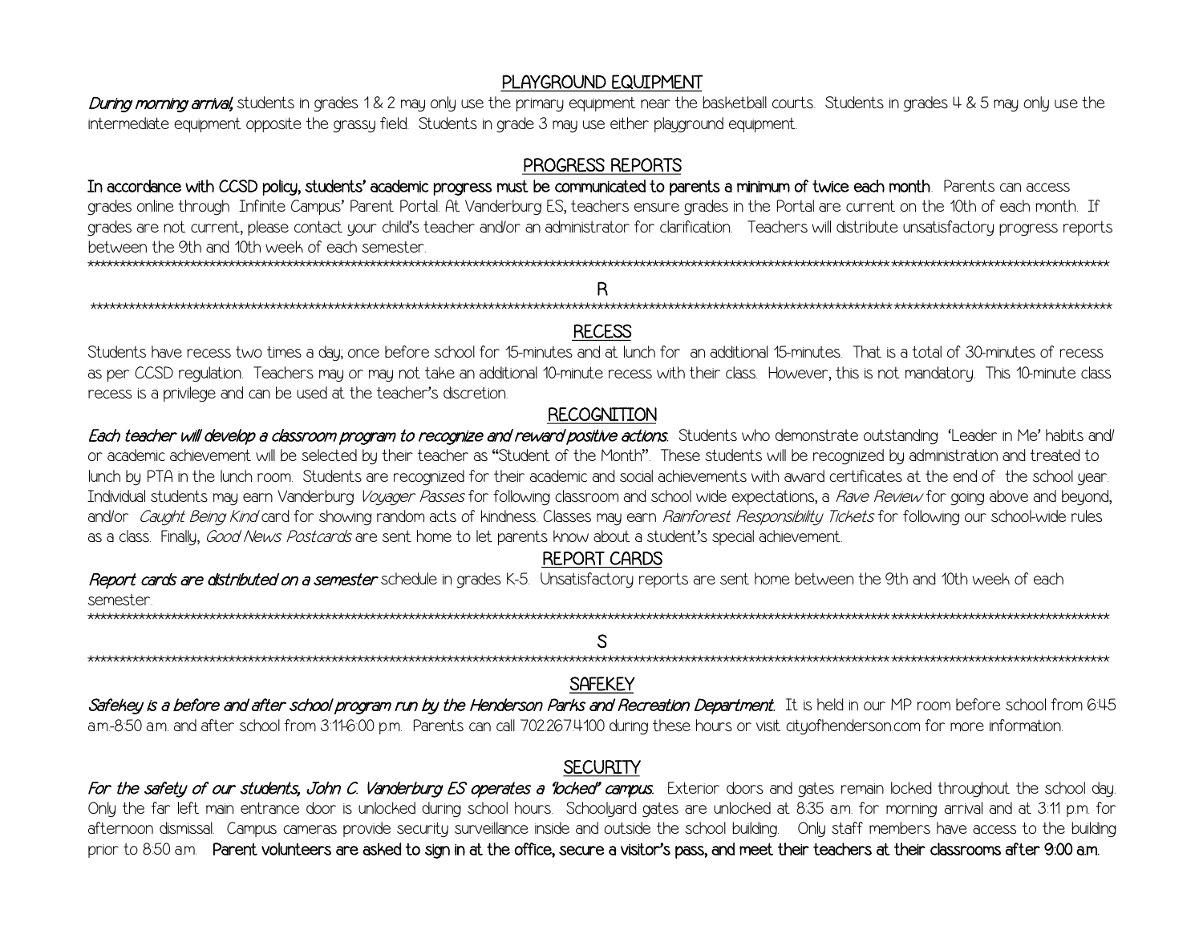## PLAYGROUND EQUIPMENT

***During morning arrival,*** students in grades 1 & 2 may only use the primary equipment near the basketball courts. Students in grades 4 & 5 may only use the intermediate equipment opposite the grassy field. Students in grade 3 may use either playground equipment.

## PROGRESS REPORTS

**In accordance with CCSD policy, students' academic progress must be communicated to parents a minimum of twice each month**. Parents can access grades online through Infinite Campus' Parent Portal. At Vanderburg ES, teachers ensure grades in the Portal are current on the 10th of each month. If grades are not current, please contact your child's teacher and/or an administrator for clarification. Teachers will distribute unsatisfactory progress reports between the 9th and 10th week of each semester.

# R

## RECESS

Students have recess two times a day; once before school for 15-minutes and at lunch for an additional 15-minutes. That is a total of 30-minutes of recess as per CCSD regulation. Teachers may or may not take an additional 10-minute recess with their class. However, this is not mandatory. This 10-minute class recess is a privilege and can be used at the teacher's discretion.

## RECOGNITION

***Each teacher will develop a classroom program to recognize and reward positive actions.*** Students who demonstrate outstanding 'Leader in Me' habits and/or academic achievement will be selected by their teacher as **"**Student of the Month**"**. These students will be recognized by administration and treated to lunch by PTA in the lunch room. Students are recognized for their academic and social achievements with award certificates at the end of the school year. Individual students may earn Vanderburg *Voyager Passes* for following classroom and school wide expectations, a *Rave Review* for going above and beyond, and/or *Caught Being Kind* card for showing random acts of kindness. Classes may earn *Rainforest Responsibility Tickets* for following our school-wide rules as a class. Finally, *Good News Postcards* are sent home to let parents know about a student's special achievement.

## REPORT CARDS

***Report cards are distributed on a semester*** schedule in grades K-5. Unsatisfactory reports are sent home between the 9th and 10th week of each semester.

# S

## SAFEKEY

***Safekey is a before and after school program run by the Henderson Parks and Recreation Department.*** It is held in our MP room before school from 6:45 a.m.-8:50 a.m. and after school from 3:11-6:00 p.m. Parents can call 702.267.4100 during these hours or visit cityofhenderson.com for more information.

## SECURITY

***For the safety of our students, John C. Vanderburg ES operates a 'locked' campus.*** Exterior doors and gates remain locked throughout the school day. Only the far left main entrance door is unlocked during school hours. Schoolyard gates are unlocked at 8:35 a.m. for morning arrival and at 3:11 p.m. for afternoon dismissal. Campus cameras provide security surveillance inside and outside the school building. Only staff members have access to the building prior to 8:50 a.m. **Parent volunteers are asked to sign in at the office, secure a visitor's pass, and meet their teachers at their classrooms after 9:00 a.m.**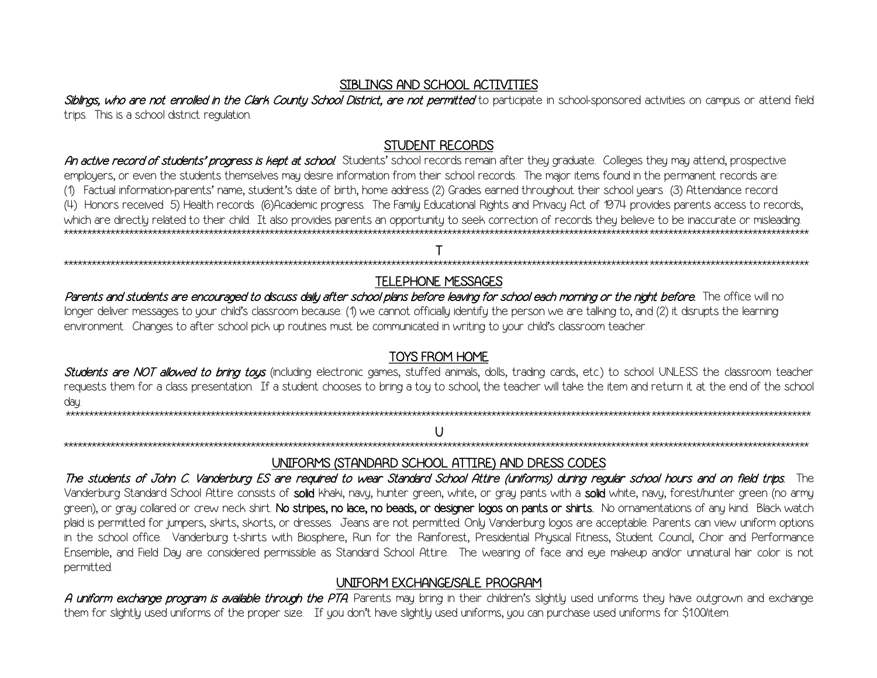## SIBLINGS AND SCHOOL ACTIVITIES

***Siblings, who are not enrolled in the Clark County School District, are not permitted*** to participate in school-sponsored activities on campus or attend field trips. This is a school district regulation.

## STUDENT RECORDS

***An active record of students' progress is kept at school.*** Students' school records remain after they graduate. Colleges they may attend, prospective employers, or even the students themselves may desire information from their school records. The major items found in the permanent records are: (1) Factual information-parents' name, student's date of birth, home address (2) Grades earned throughout their school years (3) Attendance record (4) Honors received 5) Health records (6)Academic progress. The Family Educational Rights and Privacy Act of 1974 provides parents access to records, which are directly related to their child. It also provides parents an opportunity to seek correction of records they believe to be inaccurate or misleading.

---

# T

---

## TELEPHONE MESSAGES

***Parents and students are encouraged to discuss daily after school plans before leaving for school each morning or the night before.*** The office will no longer deliver messages to your child's classroom because: (1) we cannot officially identify the person we are talking to, and (2) it disrupts the learning environment. Changes to after school pick up routines must be communicated in writing to your child's classroom teacher.

## TOYS FROM HOME

***Students are NOT allowed to bring toys*** (including electronic games, stuffed animals, dolls, trading cards, etc.) to school UNLESS the classroom teacher requests them for a class presentation. If a student chooses to bring a toy to school, the teacher will take the item and return it at the end of the school day.

---

# U

---

## UNIFORMS (STANDARD SCHOOL ATTIRE) AND DRESS CODES

***The students of John C. Vanderburg ES are required to wear Standard School Attire (uniforms) during regular school hours and on field trips.*** The Vanderburg Standard School Attire consists of **solid** khaki, navy, hunter green, white, or gray pants with a **solid** white, navy, forest/hunter green (no army green), or gray collared or crew neck shirt. **No stripes, no lace, no beads, or designer logos on pants or shirts.** No ornamentations of any kind. Black watch plaid is permitted for jumpers, skirts, skorts, or dresses. Jeans are not permitted. Only Vanderburg logos are acceptable. Parents can view uniform options in the school office. Vanderburg t-shirts with Biosphere, Run for the Rainforest, Presidential Physical Fitness, Student Council, Choir and Performance Ensemble, and Field Day are considered permissible as Standard School Attire. The wearing of face and eye makeup and/or unnatural hair color is not permitted.

## UNIFORM EXCHANGE/SALE PROGRAM

***A uniform exchange program is available through the PTA.*** Parents may bring in their children's slightly used uniforms they have outgrown and exchange them for slightly used uniforms of the proper size. If you don't have slightly used uniforms, you can purchase used uniforms for $1.00/item.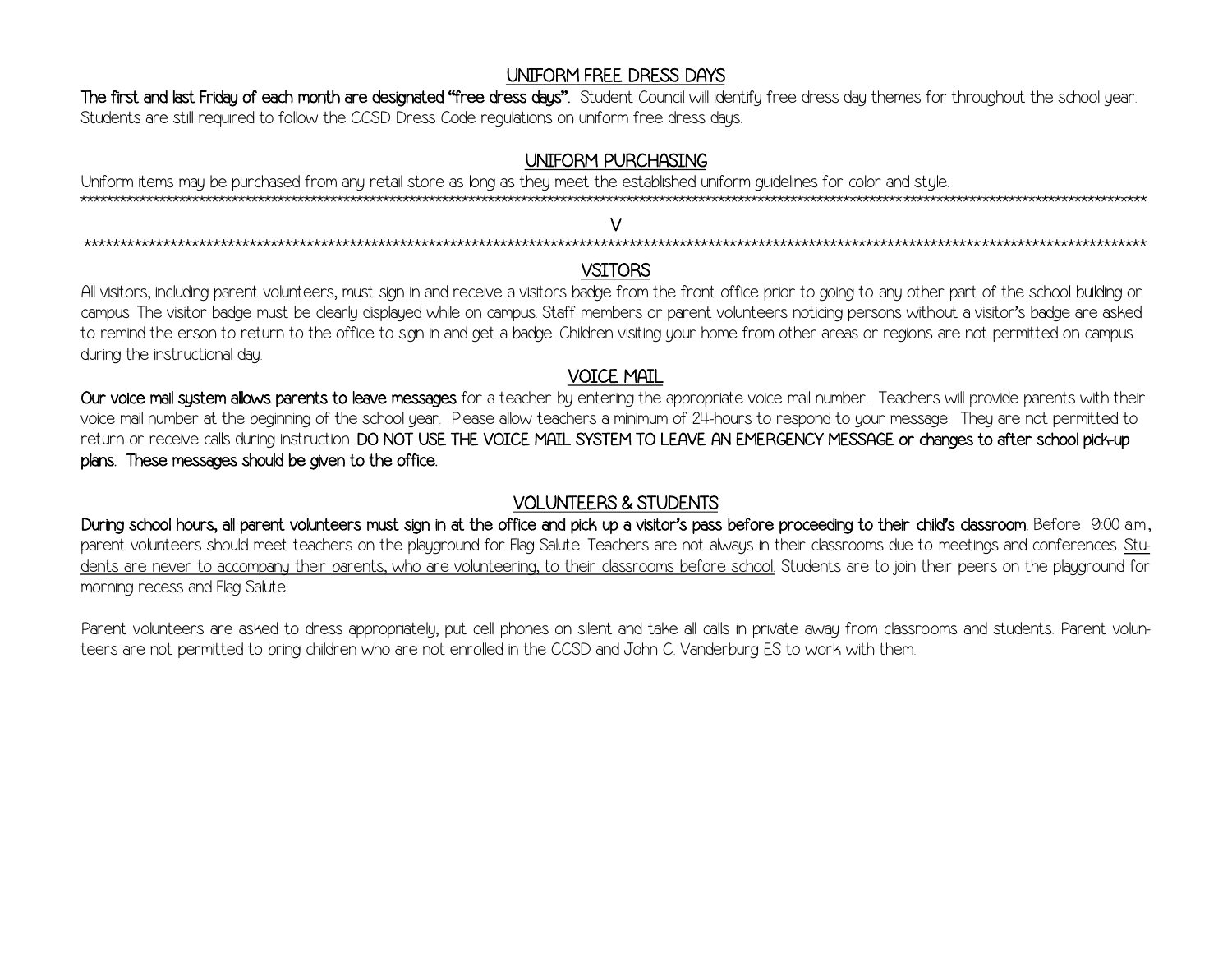## UNIFORM FREE DRESS DAYS

**The first and last Friday of each month are designated "free dress days".** Student Council will identify free dress day themes for throughout the school year. Students are still required to follow the CCSD Dress Code regulations on uniform free dress days.

## UNIFORM PURCHASING

Uniform items may be purchased from any retail store as long as they meet the established uniform guidelines for color and style.

****************************************************************************************************************************************************

# V

****************************************************************************************************************************************************

## VSITORS

All visitors, including parent volunteers, must sign in and receive a visitors badge from the front office prior to going to any other part of the school building or campus. The visitor badge must be clearly displayed while on campus. Staff members or parent volunteers noticing persons without a visitor's badge are asked to remind the erson to return to the office to sign in and get a badge. Children visiting your home from other areas or regions are not permitted on campus during the instructional day.

## VOICE MAIL

**Our voice mail system allows parents to leave messages** for a teacher by entering the appropriate voice mail number. Teachers will provide parents with their voice mail number at the beginning of the school year. Please allow teachers a minimum of 24-hours to respond to your message. They are not permitted to return or receive calls during instruction. **DO NOT USE THE VOICE MAIL SYSTEM TO LEAVE AN EMERGENCY MESSAGE or changes to after school pick-up plans. These messages should be given to the office.**

## VOLUNTEERS & STUDENTS

**During school hours, all parent volunteers must sign in at the office and pick up a visitor's pass before proceeding to their child's classroom.** Before 9:00 a.m., parent volunteers should meet teachers on the playground for Flag Salute. Teachers are not always in their classrooms due to meetings and conferences. <u>Students are never to accompany their parents, who are volunteering, to their classrooms before school.</u> Students are to join their peers on the playground for morning recess and Flag Salute.

Parent volunteers are asked to dress appropriately, put cell phones on silent and take all calls in private away from classrooms and students. Parent volunteers are not permitted to bring children who are not enrolled in the CCSD and John C. Vanderburg ES to work with them.